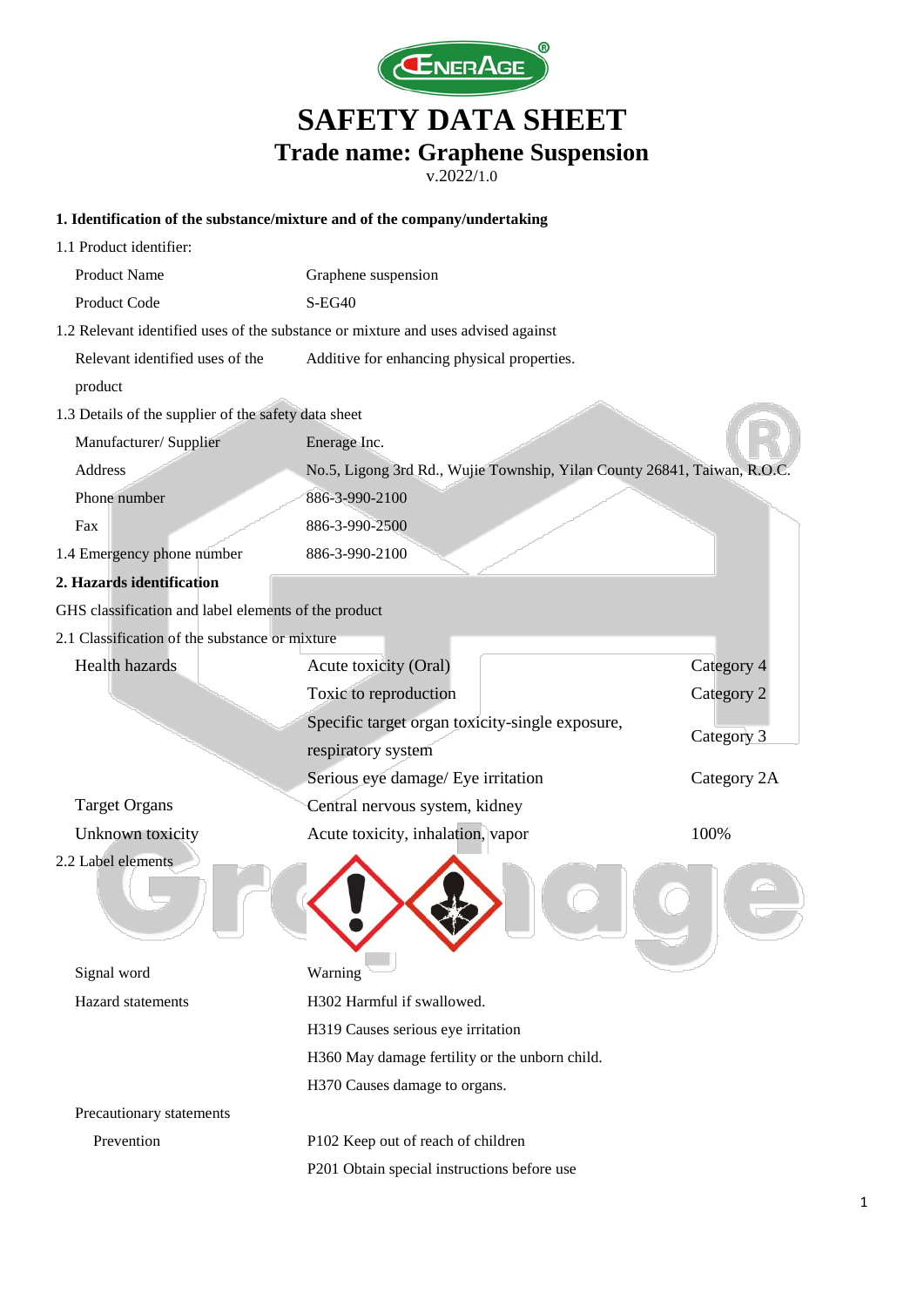# SAFETY DATA SHEET

## Trade name: Graphene Suspension

v.2022/1.0

### 1. Identification of the substance/mixture and of the company/undertaking

1.1 Product identifier:

| | |
|---|---|
| Product Name | Graphene suspension |
| Product Code | S-EG40 |

1.2 Relevant identified uses of the substance or mixture and uses advised against

| | |
|---|---|
| Relevant identified uses of the product | Additive for enhancing physical properties. |

1.3 Details of the supplier of the safety data sheet

| | |
|---|---|
| Manufacturer/ Supplier | Enerage Inc. |
| Address | No.5, Ligong 3rd Rd., Wujie Township, Yilan County 26841, Taiwan, R.O.C. |
| Phone number | 886-3-990-2100 |
| Fax | 886-3-990-2500 |

1.4 Emergency phone number: 886-3-990-2100

### 2. Hazards identification

GHS classification and label elements of the product

2.1 Classification of the substance or mixture

| | | |
|---|---|---|
| Health hazards | Acute toxicity (Oral) | Category 4 |
| | Toxic to reproduction | Category 2 |
| | Specific target organ toxicity-single exposure, respiratory system | Category 3 |
| | Serious eye damage/ Eye irritation | Category 2A |
| Target Organs | Central nervous system, kidney | |
| Unknown toxicity | Acute toxicity, inhalation, vapor | 100% |

2.2 Label elements

| | |
|---|---|
| Signal word | Warning |
| Hazard statements | H302 Harmful if swallowed. |
| | H319 Causes serious eye irritation |
| | H360 May damage fertility or the unborn child. |
| | H370 Causes damage to organs. |

Precautionary statements

| | |
|---|---|
| Prevention | P102 Keep out of reach of children |
| | P201 Obtain special instructions before use |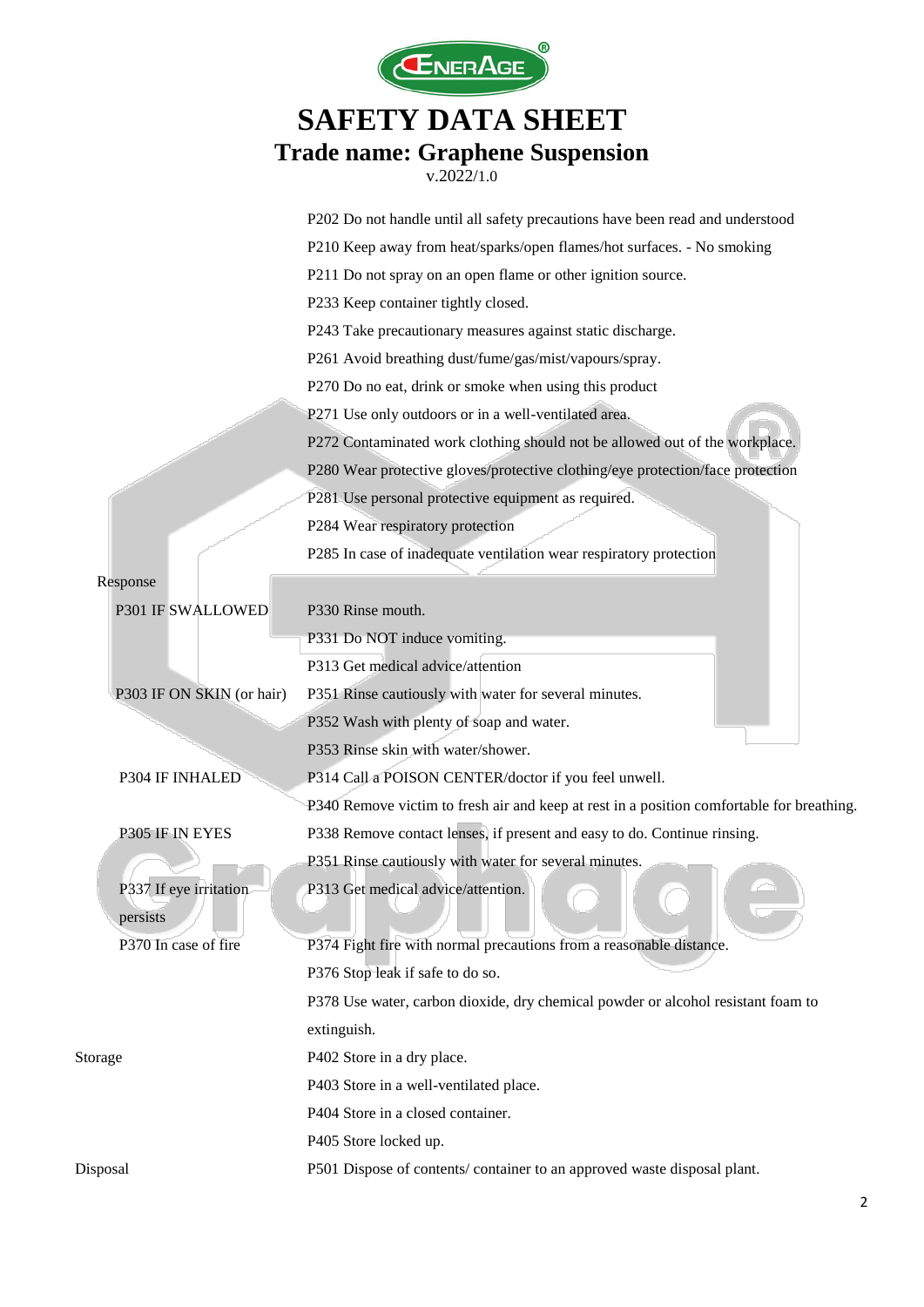| | |
|---|---|
| | P202 Do not handle until all safety precautions have been read and understood |
| | P210 Keep away from heat/sparks/open flames/hot surfaces. - No smoking |
| | P211 Do not spray on an open flame or other ignition source. |
| | P233 Keep container tightly closed. |
| | P243 Take precautionary measures against static discharge. |
| | P261 Avoid breathing dust/fume/gas/mist/vapours/spray. |
| | P270 Do no eat, drink or smoke when using this product |
| | P271 Use only outdoors or in a well-ventilated area. |
| | P272 Contaminated work clothing should not be allowed out of the workplace. |
| | P280 Wear protective gloves/protective clothing/eye protection/face protection |
| | P281 Use personal protective equipment as required. |
| | P284 Wear respiratory protection |
| | P285 In case of inadequate ventilation wear respiratory protection |
| Response | |
| P301 IF SWALLOWED | P330 Rinse mouth. |
| | P331 Do NOT induce vomiting. |
| | P313 Get medical advice/attention |
| P303 IF ON SKIN (or hair) | P351 Rinse cautiously with water for several minutes. |
| | P352 Wash with plenty of soap and water. |
| | P353 Rinse skin with water/shower. |
| P304 IF INHALED | P314 Call a POISON CENTER/doctor if you feel unwell. |
| | P340 Remove victim to fresh air and keep at rest in a position comfortable for breathing. |
| P305 IF IN EYES | P338 Remove contact lenses, if present and easy to do. Continue rinsing. |
| | P351 Rinse cautiously with water for several minutes. |
| P337 If eye irritation persists | P313 Get medical advice/attention. |
| P370 In case of fire | P374 Fight fire with normal precautions from a reasonable distance. |
| | P376 Stop leak if safe to do so. |
| | P378 Use water, carbon dioxide, dry chemical powder or alcohol resistant foam to extinguish. |
| Storage | P402 Store in a dry place. |
| | P403 Store in a well-ventilated place. |
| | P404 Store in a closed container. |
| | P405 Store locked up. |
| Disposal | P501 Dispose of contents/ container to an approved waste disposal plant. |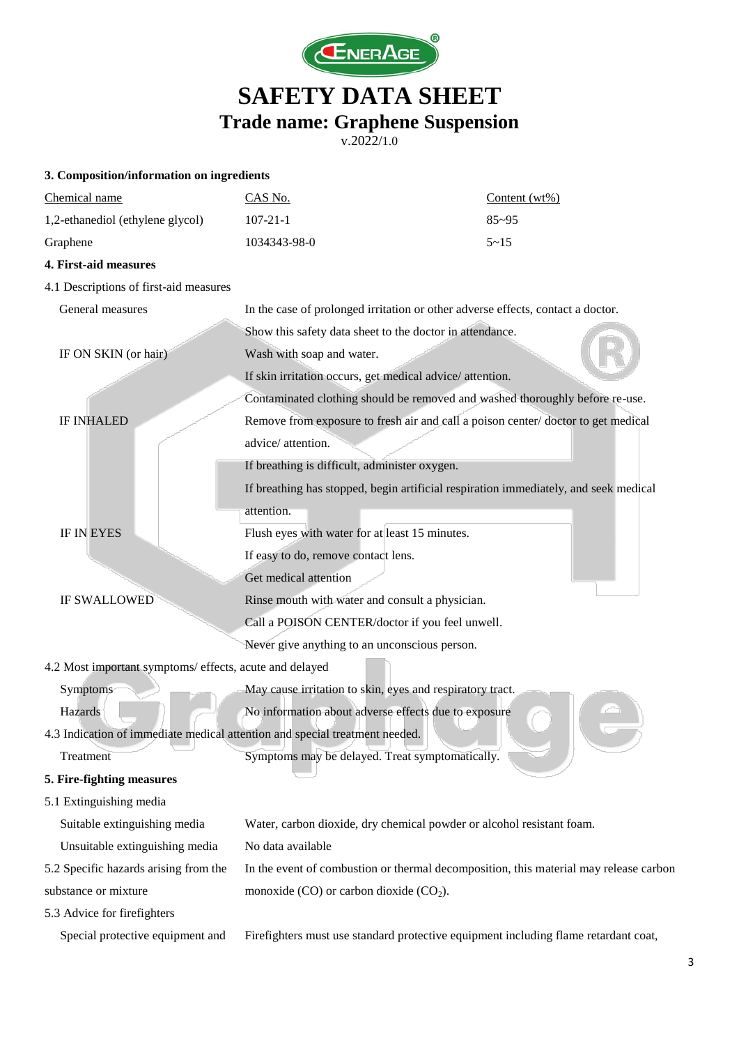### 3. Composition/information on ingredients

| Chemical name | CAS No. | Content (wt%) |
|---|---|---|
| 1,2-ethanediol (ethylene glycol) | 107-21-1 | 85~95 |
| Graphene | 1034343-98-0 | 5~15 |

### 4. First-aid measures

4.1 Descriptions of first-aid measures

| | |
|---|---|
| General measures | In the case of prolonged irritation or other adverse effects, contact a doctor. |
| | Show this safety data sheet to the doctor in attendance. |
| IF ON SKIN (or hair) | Wash with soap and water. |
| | If skin irritation occurs, get medical advice/ attention. |
| | Contaminated clothing should be removed and washed thoroughly before re-use. |
| IF INHALED | Remove from exposure to fresh air and call a poison center/ doctor to get medical advice/ attention. |
| | If breathing is difficult, administer oxygen. |
| | If breathing has stopped, begin artificial respiration immediately, and seek medical attention. |
| IF IN EYES | Flush eyes with water for at least 15 minutes. |
| | If easy to do, remove contact lens. |
| | Get medical attention |
| IF SWALLOWED | Rinse mouth with water and consult a physician. |
| | Call a POISON CENTER/doctor if you feel unwell. |
| | Never give anything to an unconscious person. |

4.2 Most important symptoms/ effects, acute and delayed

| | |
|---|---|
| Symptoms | May cause irritation to skin, eyes and respiratory tract. |
| Hazards | No information about adverse effects due to exposure |

4.3 Indication of immediate medical attention and special treatment needed.

| | |
|---|---|
| Treatment | Symptoms may be delayed. Treat symptomatically. |

### 5. Fire-fighting measures

5.1 Extinguishing media

| | |
|---|---|
| Suitable extinguishing media | Water, carbon dioxide, dry chemical powder or alcohol resistant foam. |
| Unsuitable extinguishing media | No data available |

| | |
|---|---|
| 5.2 Specific hazards arising from the substance or mixture | In the event of combustion or thermal decomposition, this material may release carbon monoxide (CO) or carbon dioxide ($CO_2$). |

5.3 Advice for firefighters

| | |
|---|---|
| Special protective equipment and | Firefighters must use standard protective equipment including flame retardant coat, |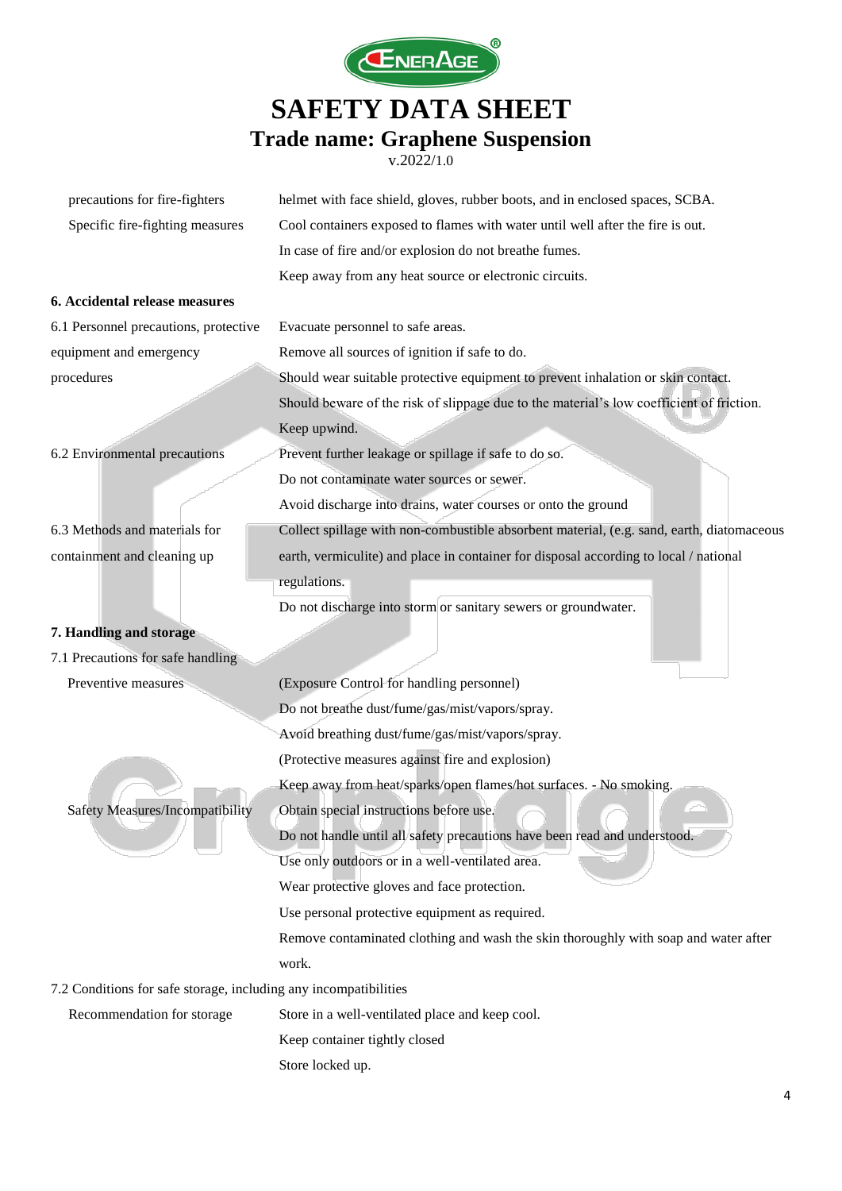| | |
|---|---|
| precautions for fire-fighters | helmet with face shield, gloves, rubber boots, and in enclosed spaces, SCBA. |
| Specific fire-fighting measures | Cool containers exposed to flames with water until well after the fire is out.<br>In case of fire and/or explosion do not breathe fumes.<br>Keep away from any heat source or electronic circuits. |

**6. Accidental release measures**

| | |
|---|---|
| 6.1 Personnel precautions, protective equipment and emergency procedures | Evacuate personnel to safe areas.<br>Remove all sources of ignition if safe to do.<br>Should wear suitable protective equipment to prevent inhalation or skin contact.<br>Should beware of the risk of slippage due to the material's low coefficient of friction.<br>Keep upwind. |
| 6.2 Environmental precautions | Prevent further leakage or spillage if safe to do so.<br>Do not contaminate water sources or sewer.<br>Avoid discharge into drains, water courses or onto the ground |
| 6.3 Methods and materials for containment and cleaning up | Collect spillage with non-combustible absorbent material, (e.g. sand, earth, diatomaceous earth, vermiculite) and place in container for disposal according to local / national regulations.<br>Do not discharge into storm or sanitary sewers or groundwater. |

**7. Handling and storage**

7.1 Precautions for safe handling

| | |
|---|---|
| Preventive measures | (Exposure Control for handling personnel)<br>Do not breathe dust/fume/gas/mist/vapors/spray.<br>Avoid breathing dust/fume/gas/mist/vapors/spray.<br>(Protective measures against fire and explosion)<br>Keep away from heat/sparks/open flames/hot surfaces. - No smoking. |
| Safety Measures/Incompatibility | Obtain special instructions before use.<br>Do not handle until all safety precautions have been read and understood.<br>Use only outdoors or in a well-ventilated area.<br>Wear protective gloves and face protection.<br>Use personal protective equipment as required.<br>Remove contaminated clothing and wash the skin thoroughly with soap and water after work. |

7.2 Conditions for safe storage, including any incompatibilities

| | |
|---|---|
| Recommendation for storage | Store in a well-ventilated place and keep cool.<br>Keep container tightly closed<br>Store locked up. |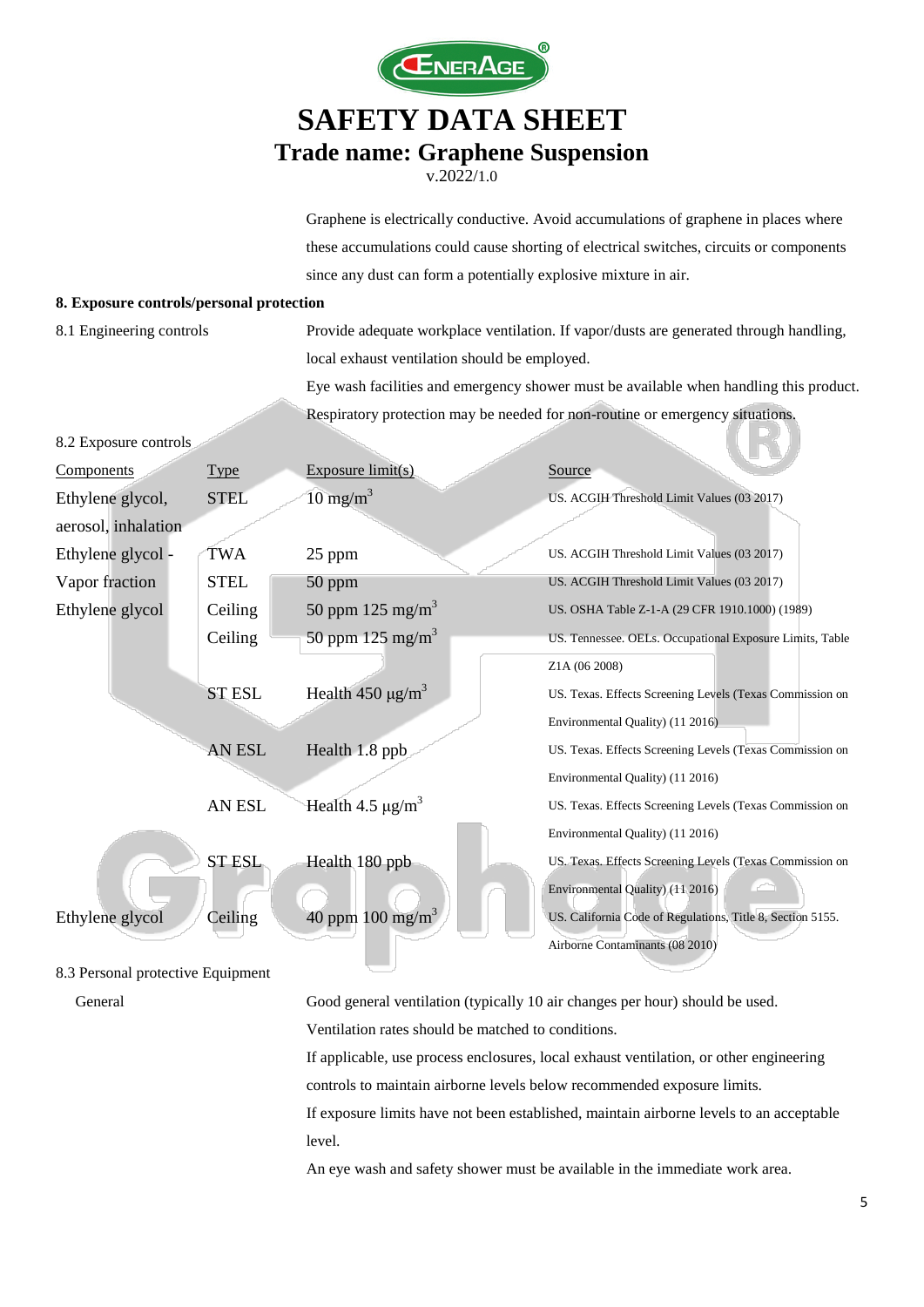Graphene is electrically conductive. Avoid accumulations of graphene in places where these accumulations could cause shorting of electrical switches, circuits or components since any dust can form a potentially explosive mixture in air.

**8. Exposure controls/personal protection**

8.1 Engineering controls

Provide adequate workplace ventilation. If vapor/dusts are generated through handling, local exhaust ventilation should be employed.

Eye wash facilities and emergency shower must be available when handling this product.

Respiratory protection may be needed for non-routine or emergency situations.

8.2 Exposure controls

| Components | Type | Exposure limit(s) | Source |
|---|---|---|---|
| Ethylene glycol, aerosol, inhalation | STEL | 10 mg/m$^3$ | US. ACGIH Threshold Limit Values (03 2017) |
| Ethylene glycol - Vapor fraction | TWA | 25 ppm | US. ACGIH Threshold Limit Values (03 2017) |
| | STEL | 50 ppm | US. ACGIH Threshold Limit Values (03 2017) |
| Ethylene glycol | Ceiling | 50 ppm 125 mg/m$^3$ | US. OSHA Table Z-1-A (29 CFR 1910.1000) (1989) |
| | Ceiling | 50 ppm 125 mg/m$^3$ | US. Tennessee. OELs. Occupational Exposure Limits, Table Z1A (06 2008) |
| | ST ESL | Health 450 µg/m$^3$ | US. Texas. Effects Screening Levels (Texas Commission on Environmental Quality) (11 2016) |
| | AN ESL | Health 1.8 ppb | US. Texas. Effects Screening Levels (Texas Commission on Environmental Quality) (11 2016) |
| | AN ESL | Health 4.5 µg/m$^3$ | US. Texas. Effects Screening Levels (Texas Commission on Environmental Quality) (11 2016) |
| | ST ESL | Health 180 ppb | US. Texas. Effects Screening Levels (Texas Commission on Environmental Quality) (11 2016) |
| Ethylene glycol | Ceiling | 40 ppm 100 mg/m$^3$ | US. California Code of Regulations, Title 8, Section 5155. Airborne Contaminants (08 2010) |

8.3 Personal protective Equipment

General

Good general ventilation (typically 10 air changes per hour) should be used. Ventilation rates should be matched to conditions.

If applicable, use process enclosures, local exhaust ventilation, or other engineering controls to maintain airborne levels below recommended exposure limits.

If exposure limits have not been established, maintain airborne levels to an acceptable level.

An eye wash and safety shower must be available in the immediate work area.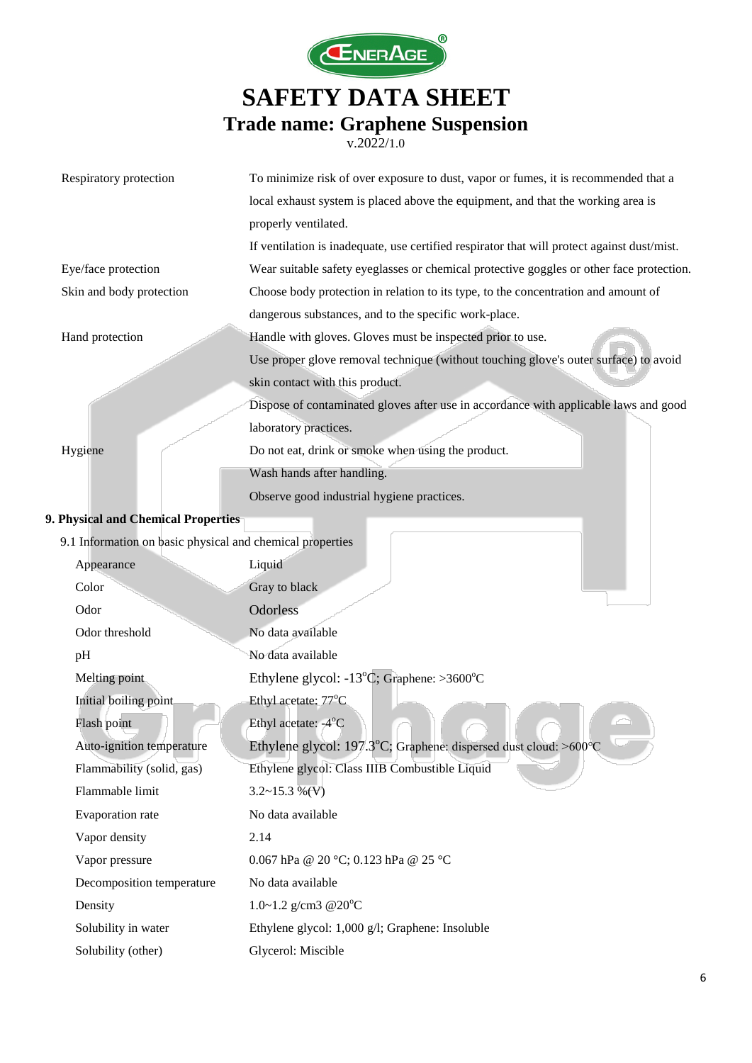| | |
|---|---|
| Respiratory protection | To minimize risk of over exposure to dust, vapor or fumes, it is recommended that a local exhaust system is placed above the equipment, and that the working area is properly ventilated. |
| | If ventilation is inadequate, use certified respirator that will protect against dust/mist. |
| Eye/face protection | Wear suitable safety eyeglasses or chemical protective goggles or other face protection. |
| Skin and body protection | Choose body protection in relation to its type, to the concentration and amount of dangerous substances, and to the specific work-place. |
| Hand protection | Handle with gloves. Gloves must be inspected prior to use. |
| | Use proper glove removal technique (without touching glove's outer surface) to avoid skin contact with this product. |
| | Dispose of contaminated gloves after use in accordance with applicable laws and good laboratory practices. |
| Hygiene | Do not eat, drink or smoke when using the product. |
| | Wash hands after handling. |
| | Observe good industrial hygiene practices. |

## 9. Physical and Chemical Properties

9.1 Information on basic physical and chemical properties

| | |
|---|---|
| Appearance | Liquid |
| Color | Gray to black |
| Odor | Odorless |
| Odor threshold | No data available |
| pH | No data available |
| Melting point | Ethylene glycol: -13°C; Graphene: >3600°C |
| Initial boiling point | Ethyl acetate: 77°C |
| Flash point | Ethyl acetate: -4°C |
| Auto-ignition temperature | Ethylene glycol: 197.3°C; Graphene: dispersed dust cloud: >600°C |
| Flammability (solid, gas) | Ethylene glycol: Class IIIB Combustible Liquid |
| Flammable limit | 3.2~15.3 %(V) |
| Evaporation rate | No data available |
| Vapor density | 2.14 |
| Vapor pressure | 0.067 hPa @ 20 °C; 0.123 hPa @ 25 °C |
| Decomposition temperature | No data available |
| Density | 1.0~1.2 g/cm3 @20°C |
| Solubility in water | Ethylene glycol: 1,000 g/l; Graphene: Insoluble |
| Solubility (other) | Glycerol: Miscible |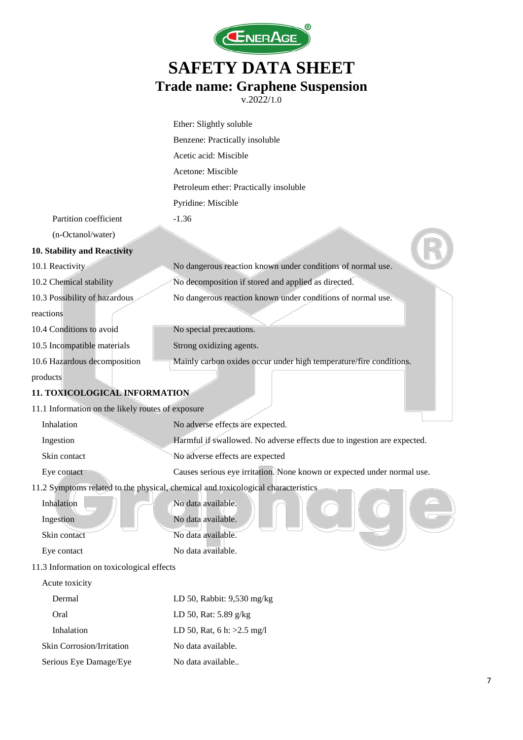| | |
|---|---|
| | Ether: Slightly soluble |
| | Benzene: Practically insoluble |
| | Acetic acid: Miscible |
| | Acetone: Miscible |
| | Petroleum ether: Practically insoluble |
| | Pyridine: Miscible |
| Partition coefficient (n-Octanol/water) | -1.36 |

## 10. Stability and Reactivity

| | |
|---|---|
| 10.1 Reactivity | No dangerous reaction known under conditions of normal use. |
| 10.2 Chemical stability | No decomposition if stored and applied as directed. |
| 10.3 Possibility of hazardous reactions | No dangerous reaction known under conditions of normal use. |
| 10.4 Conditions to avoid | No special precautions. |
| 10.5 Incompatible materials | Strong oxidizing agents. |
| 10.6 Hazardous decomposition products | Mainly carbon oxides occur under high temperature/fire conditions. |

## 11. TOXICOLOGICAL INFORMATION

11.1 Information on the likely routes of exposure

| | |
|---|---|
| Inhalation | No adverse effects are expected. |
| Ingestion | Harmful if swallowed. No adverse effects due to ingestion are expected. |
| Skin contact | No adverse effects are expected |
| Eye contact | Causes serious eye irritation. None known or expected under normal use. |

11.2 Symptoms related to the physical, chemical and toxicological characteristics

| | |
|---|---|
| Inhalation | No data available. |
| Ingestion | No data available. |
| Skin contact | No data available. |
| Eye contact | No data available. |

11.3 Information on toxicological effects

| | |
|---|---|
| Acute toxicity | |
| Dermal | LD 50, Rabbit: 9,530 mg/kg |
| Oral | LD 50, Rat: 5.89 g/kg |
| Inhalation | LD 50, Rat, 6 h: >2.5 mg/l |
| Skin Corrosion/Irritation | No data available. |
| Serious Eye Damage/Eye | No data available.. |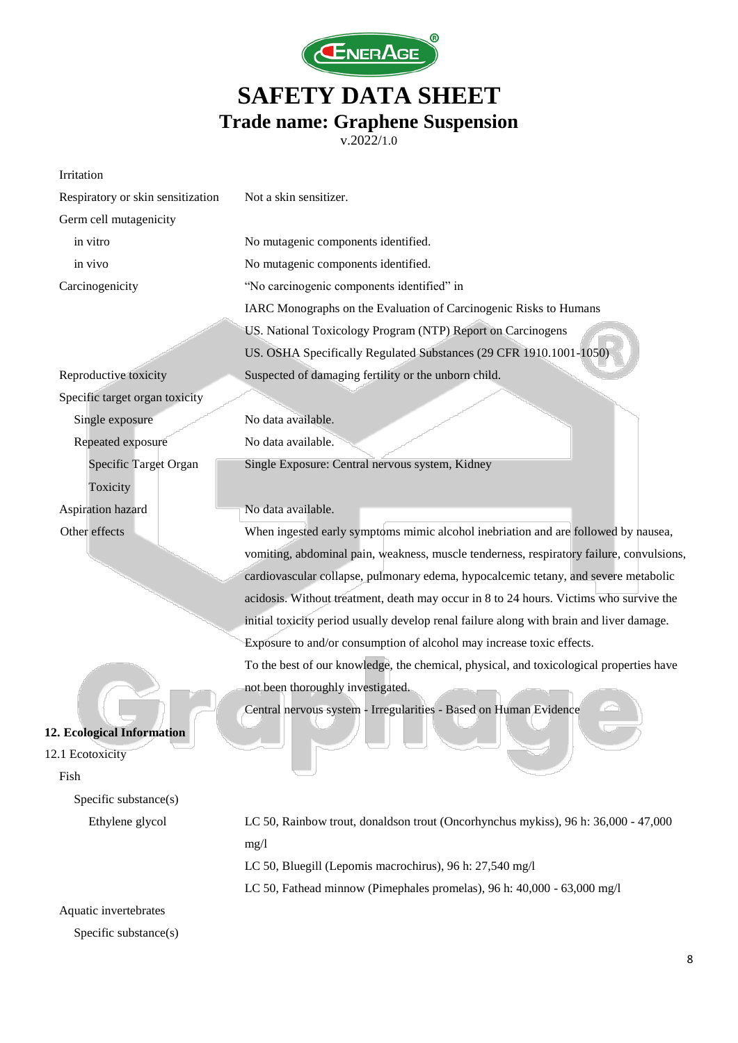| | |
|---|---|
| Irritation | |
| Respiratory or skin sensitization | Not a skin sensitizer. |
| Germ cell mutagenicity | |
| in vitro | No mutagenic components identified. |
| in vivo | No mutagenic components identified. |
| Carcinogenicity | "No carcinogenic components identified" in<br>IARC Monographs on the Evaluation of Carcinogenic Risks to Humans<br>US. National Toxicology Program (NTP) Report on Carcinogens<br>US. OSHA Specifically Regulated Substances (29 CFR 1910.1001-1050) |
| Reproductive toxicity | Suspected of damaging fertility or the unborn child. |
| Specific target organ toxicity | |
| Single exposure | No data available. |
| Repeated exposure | No data available. |
| Specific Target Organ Toxicity | Single Exposure: Central nervous system, Kidney |
| Aspiration hazard | No data available. |
| Other effects | When ingested early symptoms mimic alcohol inebriation and are followed by nausea, vomiting, abdominal pain, weakness, muscle tenderness, respiratory failure, convulsions, cardiovascular collapse, pulmonary edema, hypocalcemic tetany, and severe metabolic acidosis. Without treatment, death may occur in 8 to 24 hours. Victims who survive the initial toxicity period usually develop renal failure along with brain and liver damage. Exposure to and/or consumption of alcohol may increase toxic effects.<br>To the best of our knowledge, the chemical, physical, and toxicological properties have not been thoroughly investigated.<br>Central nervous system - Irregularities - Based on Human Evidence |

## 12. Ecological Information

12.1 Ecotoxicity

Fish

Specific substance(s)

| | |
|---|---|
| Ethylene glycol | LC 50, Rainbow trout, donaldson trout (Oncorhynchus mykiss), 96 h: 36,000 - 47,000 mg/l<br>LC 50, Bluegill (Lepomis macrochirus), 96 h: 27,540 mg/l<br>LC 50, Fathead minnow (Pimephales promelas), 96 h: 40,000 - 63,000 mg/l |

Aquatic invertebrates

Specific substance(s)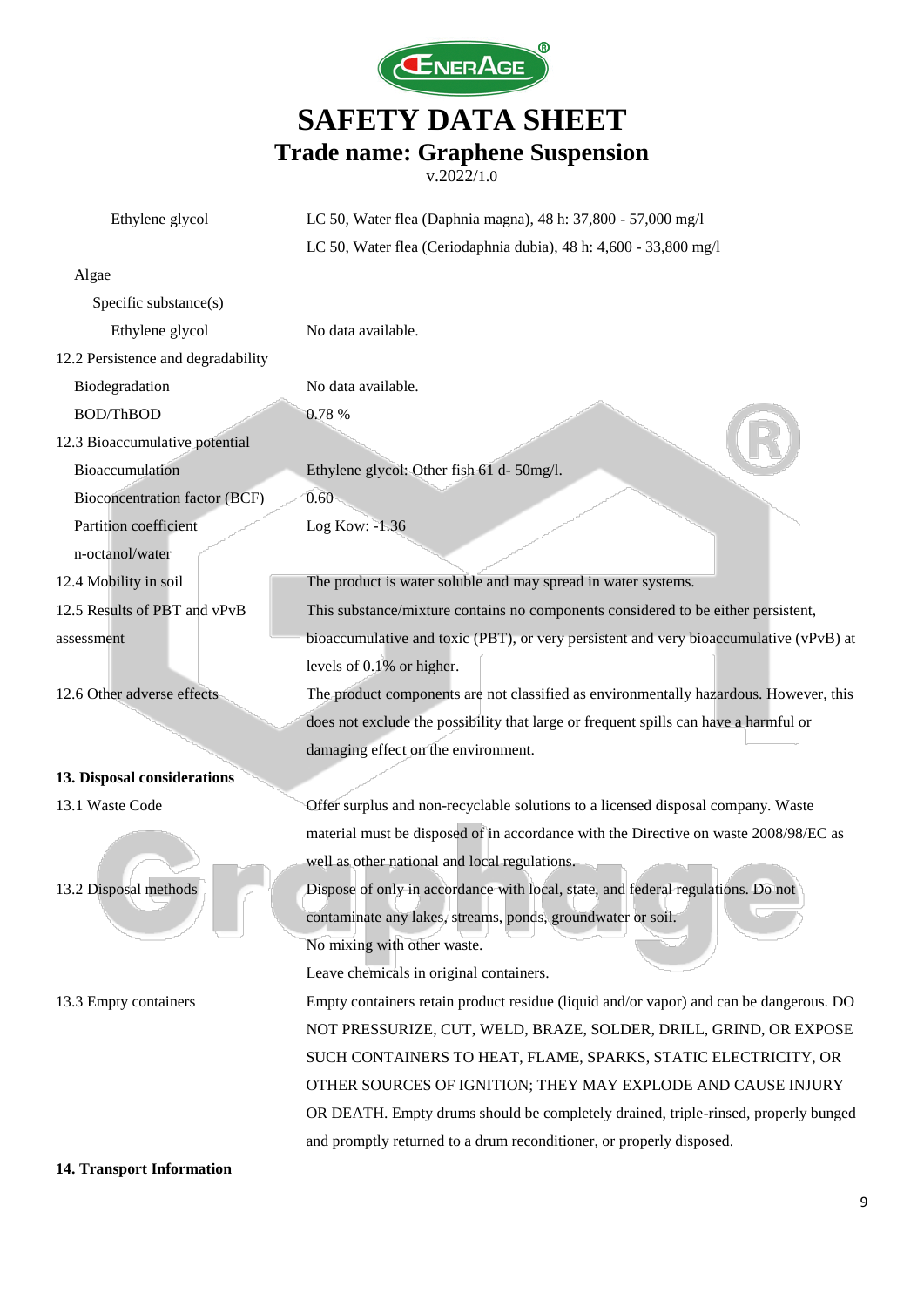| | |
|---|---|
| Ethylene glycol | LC 50, Water flea (Daphnia magna), 48 h: 37,800 - 57,000 mg/l |
| | LC 50, Water flea (Ceriodaphnia dubia), 48 h: 4,600 - 33,800 mg/l |
| Algae | |
| Specific substance(s) | |
| Ethylene glycol | No data available. |
| 12.2 Persistence and degradability | |
| Biodegradation | No data available. |
| BOD/ThBOD | 0.78 % |
| 12.3 Bioaccumulative potential | |
| Bioaccumulation | Ethylene glycol: Other fish 61 d- 50mg/l. |
| Bioconcentration factor (BCF) | 0.60 |
| Partition coefficient n-octanol/water | Log Kow: -1.36 |
| 12.4 Mobility in soil | The product is water soluble and may spread in water systems. |
| 12.5 Results of PBT and vPvB assessment | This substance/mixture contains no components considered to be either persistent, bioaccumulative and toxic (PBT), or very persistent and very bioaccumulative (vPvB) at levels of 0.1% or higher. |
| 12.6 Other adverse effects | The product components are not classified as environmentally hazardous. However, this does not exclude the possibility that large or frequent spills can have a harmful or damaging effect on the environment. |

## 13. Disposal considerations

| | |
|---|---|
| 13.1 Waste Code | Offer surplus and non-recyclable solutions to a licensed disposal company. Waste material must be disposed of in accordance with the Directive on waste 2008/98/EC as well as other national and local regulations. |
| 13.2 Disposal methods | Dispose of only in accordance with local, state, and federal regulations. Do not contaminate any lakes, streams, ponds, groundwater or soil.<br>No mixing with other waste.<br>Leave chemicals in original containers. |
| 13.3 Empty containers | Empty containers retain product residue (liquid and/or vapor) and can be dangerous. DO NOT PRESSURIZE, CUT, WELD, BRAZE, SOLDER, DRILL, GRIND, OR EXPOSE SUCH CONTAINERS TO HEAT, FLAME, SPARKS, STATIC ELECTRICITY, OR OTHER SOURCES OF IGNITION; THEY MAY EXPLODE AND CAUSE INJURY OR DEATH. Empty drums should be completely drained, triple-rinsed, properly bunged and promptly returned to a drum reconditioner, or properly disposed. |

## 14. Transport Information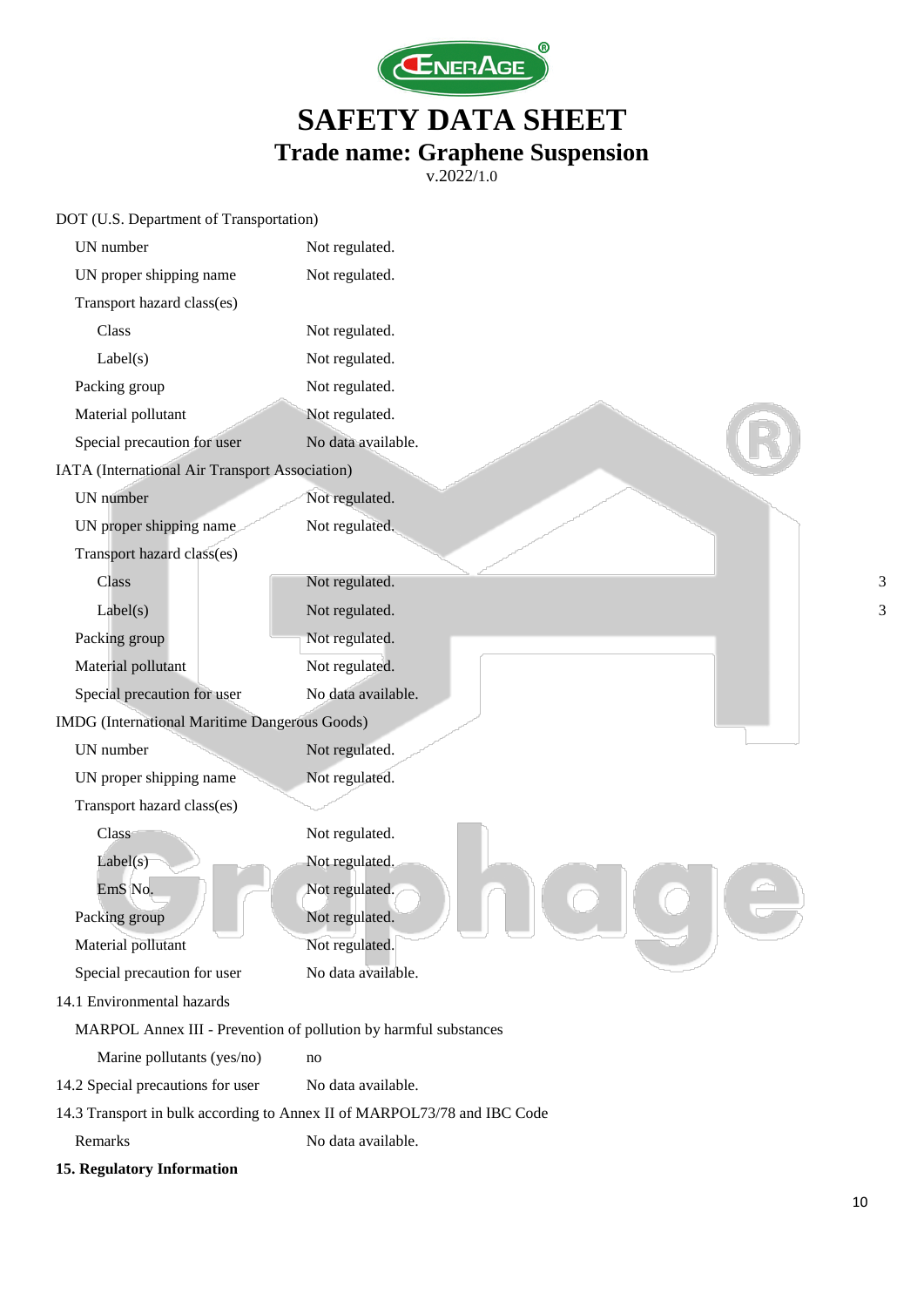DOT (U.S. Department of Transportation)

| | |
|---|---|
| UN number | Not regulated. |
| UN proper shipping name | Not regulated. |
| Transport hazard class(es) | |
| Class | Not regulated. |
| Label(s) | Not regulated. |
| Packing group | Not regulated. |
| Material pollutant | Not regulated. |
| Special precaution for user | No data available. |

IATA (International Air Transport Association)

| | |
|---|---|
| UN number | Not regulated. |
| UN proper shipping name | Not regulated. |
| Transport hazard class(es) | |
| Class | Not regulated. |
| Label(s) | Not regulated. |
| Packing group | Not regulated. |
| Material pollutant | Not regulated. |
| Special precaution for user | No data available. |

IMDG (International Maritime Dangerous Goods)

| | |
|---|---|
| UN number | Not regulated. |
| UN proper shipping name | Not regulated. |
| Transport hazard class(es) | |
| Class | Not regulated. |
| Label(s) | Not regulated. |
| EmS No. | Not regulated. |
| Packing group | Not regulated. |
| Material pollutant | Not regulated. |
| Special precaution for user | No data available. |

14.1 Environmental hazards

MARPOL Annex III - Prevention of pollution by harmful substances

| | |
|---|---|
| Marine pollutants (yes/no) | no |

| | |
|---|---|
| 14.2 Special precautions for user | No data available. |

14.3 Transport in bulk according to Annex II of MARPOL73/78 and IBC Code

| | |
|---|---|
| Remarks | No data available. |

**15. Regulatory Information**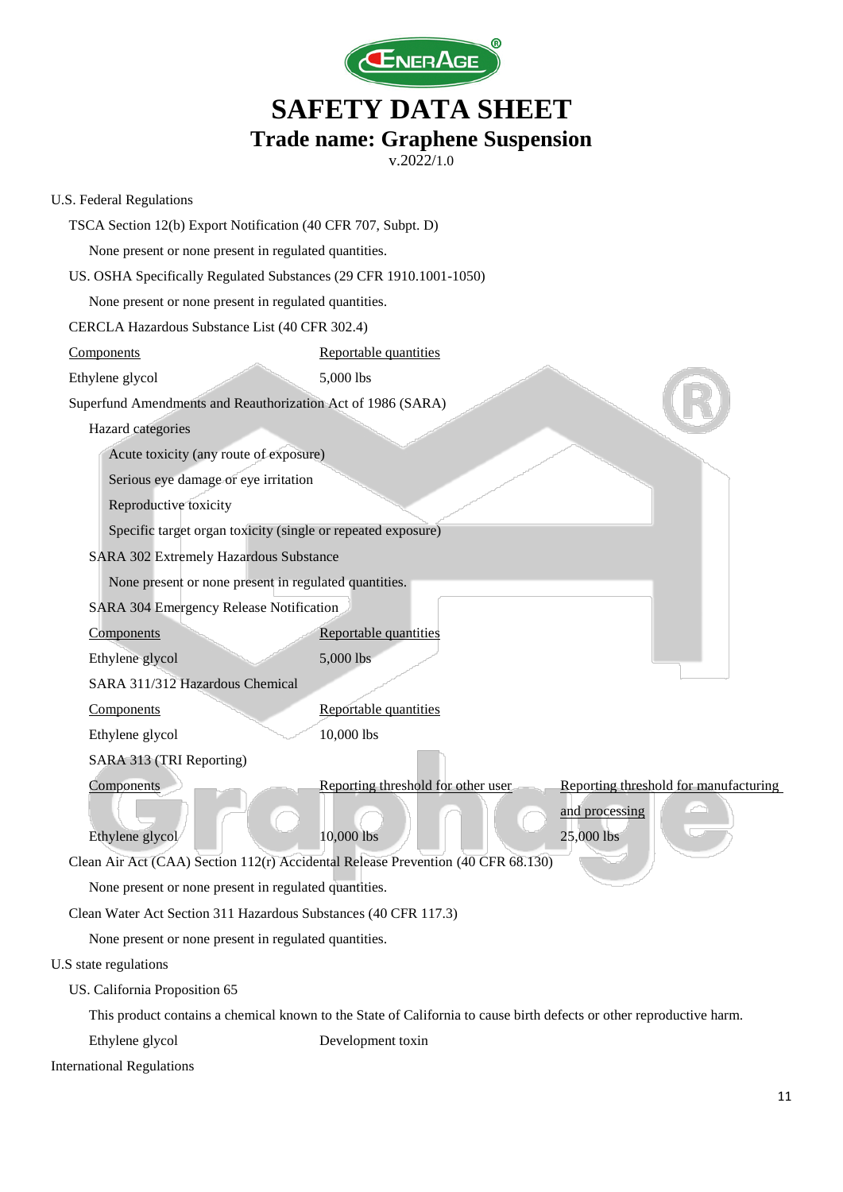U.S. Federal Regulations

TSCA Section 12(b) Export Notification (40 CFR 707, Subpt. D)

None present or none present in regulated quantities.

US. OSHA Specifically Regulated Substances (29 CFR 1910.1001-1050)

None present or none present in regulated quantities.

CERCLA Hazardous Substance List (40 CFR 302.4)

| Components | Reportable quantities |
|---|---|
| Ethylene glycol | 5,000 lbs |

Superfund Amendments and Reauthorization Act of 1986 (SARA)

Hazard categories

- Acute toxicity (any route of exposure)
- Serious eye damage or eye irritation
- Reproductive toxicity
- Specific target organ toxicity (single or repeated exposure)

SARA 302 Extremely Hazardous Substance

None present or none present in regulated quantities.

SARA 304 Emergency Release Notification

| Components | Reportable quantities |
|---|---|
| Ethylene glycol | 5,000 lbs |

SARA 311/312 Hazardous Chemical

| Components | Reportable quantities |
|---|---|
| Ethylene glycol | 10,000 lbs |

SARA 313 (TRI Reporting)

| Components | Reporting threshold for other user | Reporting threshold for manufacturing and processing |
|---|---|---|
| Ethylene glycol | 10,000 lbs | 25,000 lbs |

Clean Air Act (CAA) Section 112(r) Accidental Release Prevention (40 CFR 68.130)

None present or none present in regulated quantities.

Clean Water Act Section 311 Hazardous Substances (40 CFR 117.3)

None present or none present in regulated quantities.

U.S state regulations

US. California Proposition 65

This product contains a chemical known to the State of California to cause birth defects or other reproductive harm.

| Ethylene glycol | Development toxin |
|---|---|

International Regulations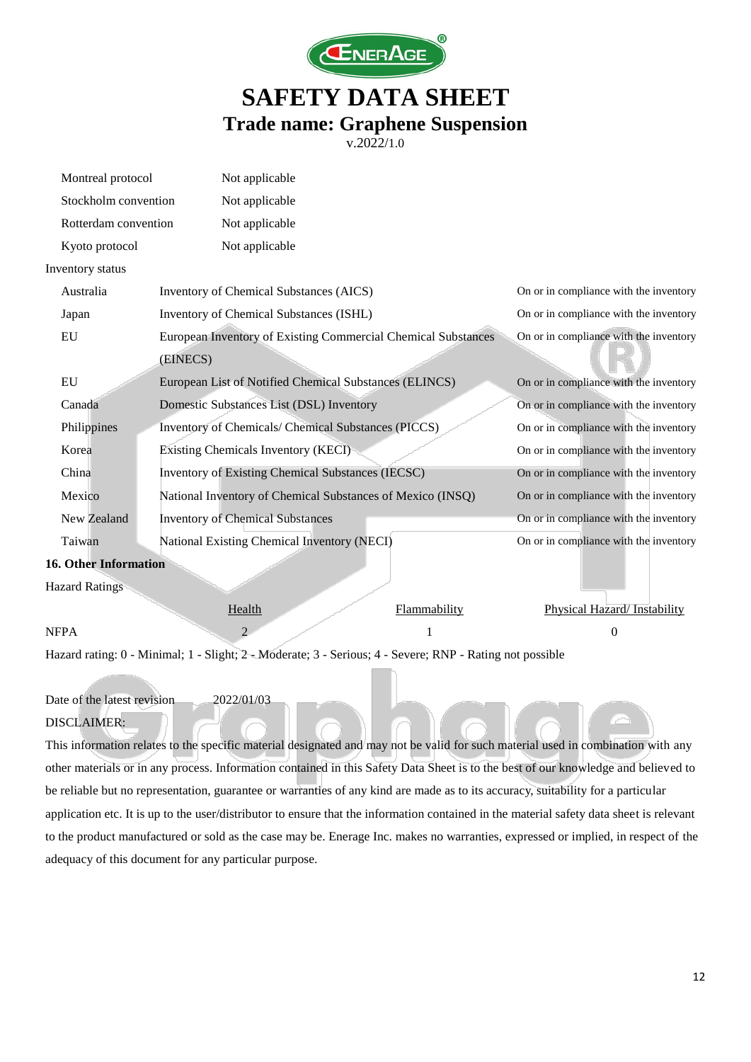| | |
|---|---|
| Montreal protocol | Not applicable |
| Stockholm convention | Not applicable |
| Rotterdam convention | Not applicable |
| Kyoto protocol | Not applicable |

Inventory status

| | | |
|---|---|---|
| Australia | Inventory of Chemical Substances (AICS) | On or in compliance with the inventory |
| Japan | Inventory of Chemical Substances (ISHL) | On or in compliance with the inventory |
| EU | European Inventory of Existing Commercial Chemical Substances (EINECS) | On or in compliance with the inventory |
| EU | European List of Notified Chemical Substances (ELINCS) | On or in compliance with the inventory |
| Canada | Domestic Substances List (DSL) Inventory | On or in compliance with the inventory |
| Philippines | Inventory of Chemicals/ Chemical Substances (PICCS) | On or in compliance with the inventory |
| Korea | Existing Chemicals Inventory (KECI) | On or in compliance with the inventory |
| China | Inventory of Existing Chemical Substances (IECSC) | On or in compliance with the inventory |
| Mexico | National Inventory of Chemical Substances of Mexico (INSQ) | On or in compliance with the inventory |
| New Zealand | Inventory of Chemical Substances | On or in compliance with the inventory |
| Taiwan | National Existing Chemical Inventory (NECI) | On or in compliance with the inventory |

## 16. Other Information

Hazard Ratings

| | Health | Flammability | Physical Hazard/ Instability |
|---|---|---|---|
| NFPA | 2 | 1 | 0 |

Hazard rating: 0 - Minimal; 1 - Slight; 2 - Moderate; 3 - Serious; 4 - Severe; RNP - Rating not possible

Date of the latest revision 2022/01/03

DISCLAIMER:

This information relates to the specific material designated and may not be valid for such material used in combination with any other materials or in any process. Information contained in this Safety Data Sheet is to the best of our knowledge and believed to be reliable but no representation, guarantee or warranties of any kind are made as to its accuracy, suitability for a particular application etc. It is up to the user/distributor to ensure that the information contained in the material safety data sheet is relevant to the product manufactured or sold as the case may be. Enerage Inc. makes no warranties, expressed or implied, in respect of the adequacy of this document for any particular purpose.